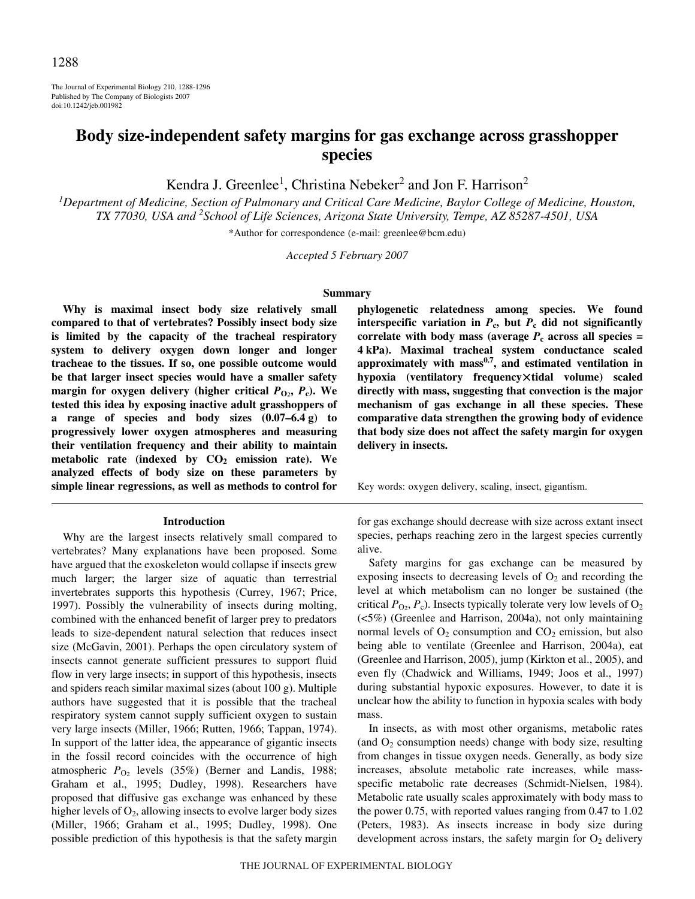# Body size-independent safety margins for gas exchange across grasshopper species

Kendra J. Greenlee[1], Christina Nebeker[2] and Jon F. Harrison[2]

[1]Department of Medicine, Section of Pulmonary and Critical Care Medicine, Baylor College of Medicine, Houston, TX 77030, USA and [2]School of Life Sciences, Arizona State University, Tempe, AZ 85287-4501, USA

*Author for correspondence (e-mail: greenlee@bcm.edu)

*Accepted 5 February 2007*

## Summary

**Why is maximal insect body size relatively small compared to that of vertebrates? Possibly insect body size is limited by the capacity of the tracheal respiratory system to delivery oxygen down longer and longer tracheae to the tissues. If so, one possible outcome would be that larger insect species would have a smaller safety margin for oxygen delivery (higher critical $P_{O_2}$, $P_c$). We tested this idea by exposing inactive adult grasshoppers of a range of species and body sizes (0.07–6.4 g) to progressively lower oxygen atmospheres and measuring their ventilation frequency and their ability to maintain metabolic rate (indexed by $CO_2$ emission rate). We analyzed effects of body size on these parameters by simple linear regressions, as well as methods to control for phylogenetic relatedness among species. We found interspecific variation in $P_c$, but $P_c$ did not significantly correlate with body mass (average $P_c$ across all species = 4 kPa). Maximal tracheal system conductance scaled approximately with mass$^{0.7}$, and estimated ventilation in hypoxia (ventilatory frequency×tidal volume) scaled directly with mass, suggesting that convection is the major mechanism of gas exchange in all these species. These comparative data strengthen the growing body of evidence that body size does not affect the safety margin for oxygen delivery in insects.**

Key words: oxygen delivery, scaling, insect, gigantism.

## Introduction

Why are the largest insects relatively small compared to vertebrates? Many explanations have been proposed. Some have argued that the exoskeleton would collapse if insects grew much larger; the larger size of aquatic than terrestrial invertebrates supports this hypothesis (Currey, 1967; Price, 1997). Possibly the vulnerability of insects during molting, combined with the enhanced benefit of larger prey to predators leads to size-dependent natural selection that reduces insect size (McGavin, 2001). Perhaps the open circulatory system of insects cannot generate sufficient pressures to support fluid flow in very large insects; in support of this hypothesis, insects and spiders reach similar maximal sizes (about 100 g). Multiple authors have suggested that it is possible that the tracheal respiratory system cannot supply sufficient oxygen to sustain very large insects (Miller, 1966; Rutten, 1966; Tappan, 1974). In support of the latter idea, the appearance of gigantic insects in the fossil record coincides with the occurrence of high atmospheric $P_{O_2}$ levels (35%) (Berner and Landis, 1988; Graham et al., 1995; Dudley, 1998). Researchers have proposed that diffusive gas exchange was enhanced by these higher levels of $O_2$, allowing insects to evolve larger body sizes (Miller, 1966; Graham et al., 1995; Dudley, 1998). One possible prediction of this hypothesis is that the safety margin for gas exchange should decrease with size across extant insect species, perhaps reaching zero in the largest species currently alive.

Safety margins for gas exchange can be measured by exposing insects to decreasing levels of $O_2$ and recording the level at which metabolism can no longer be sustained (the critical $P_{O_2}$, $P_c$). Insects typically tolerate very low levels of $O_2$ (<5%) (Greenlee and Harrison, 2004a), not only maintaining normal levels of $O_2$ consumption and $CO_2$ emission, but also being able to ventilate (Greenlee and Harrison, 2004a), eat (Greenlee and Harrison, 2005), jump (Kirkton et al., 2005), and even fly (Chadwick and Williams, 1949; Joos et al., 1997) during substantial hypoxic exposures. However, to date it is unclear how the ability to function in hypoxia scales with body mass.

In insects, as with most other organisms, metabolic rates (and $O_2$ consumption needs) change with body size, resulting from changes in tissue oxygen needs. Generally, as body size increases, absolute metabolic rate increases, while mass-specific metabolic rate decreases (Schmidt-Nielsen, 1984). Metabolic rate usually scales approximately with body mass to the power 0.75, with reported values ranging from 0.47 to 1.02 (Peters, 1983). As insects increase in body size during development across instars, the safety margin for $O_2$ delivery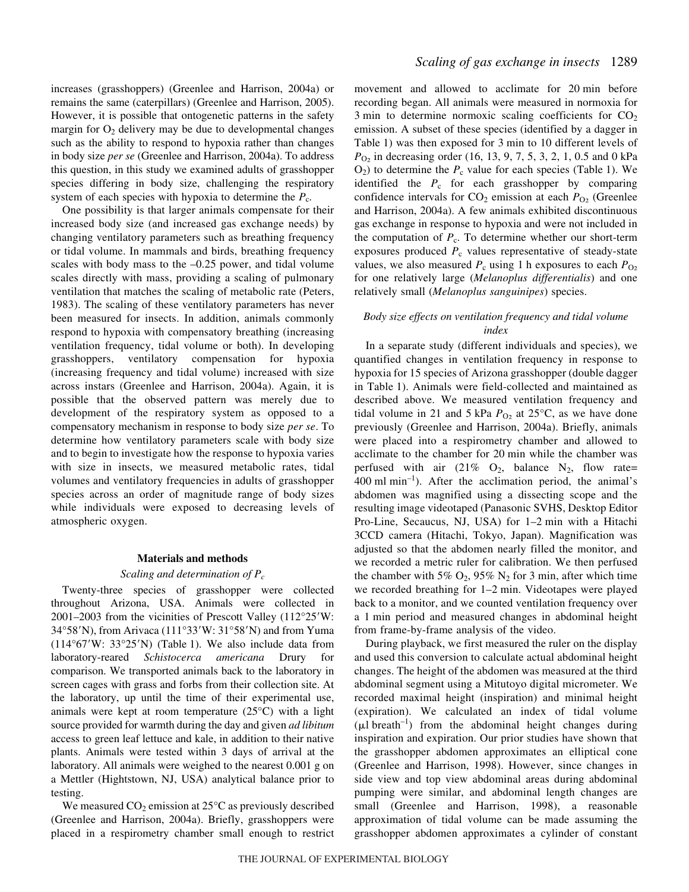increases (grasshoppers) (Greenlee and Harrison, 2004a) or remains the same (caterpillars) (Greenlee and Harrison, 2005). However, it is possible that ontogenetic patterns in the safety margin for $O_2$ delivery may be due to developmental changes such as the ability to respond to hypoxia rather than changes in body size *per se* (Greenlee and Harrison, 2004a). To address this question, in this study we examined adults of grasshopper species differing in body size, challenging the respiratory system of each species with hypoxia to determine the $P_c$.

One possibility is that larger animals compensate for their increased body size (and increased gas exchange needs) by changing ventilatory parameters such as breathing frequency or tidal volume. In mammals and birds, breathing frequency scales with body mass to the –0.25 power, and tidal volume scales directly with mass, providing a scaling of pulmonary ventilation that matches the scaling of metabolic rate (Peters, 1983). The scaling of these ventilatory parameters has never been measured for insects. In addition, animals commonly respond to hypoxia with compensatory breathing (increasing ventilation frequency, tidal volume or both). In developing grasshoppers, ventilatory compensation for hypoxia (increasing frequency and tidal volume) increased with size across instars (Greenlee and Harrison, 2004a). Again, it is possible that the observed pattern was merely due to development of the respiratory system as opposed to a compensatory mechanism in response to body size *per se*. To determine how ventilatory parameters scale with body size and to begin to investigate how the response to hypoxia varies with size in insects, we measured metabolic rates, tidal volumes and ventilatory frequencies in adults of grasshopper species across an order of magnitude range of body sizes while individuals were exposed to decreasing levels of atmospheric oxygen.

## Materials and methods

### *Scaling and determination of $P_c$*

Twenty-three species of grasshopper were collected throughout Arizona, USA. Animals were collected in 2001–2003 from the vicinities of Prescott Valley (112°25′W: 34°58′N), from Arivaca (111°33′W: 31°58′N) and from Yuma (114°67′W: 33°25′N) (Table 1). We also include data from laboratory-reared *Schistocerca americana* Drury for comparison. We transported animals back to the laboratory in screen cages with grass and forbs from their collection site. At the laboratory, up until the time of their experimental use, animals were kept at room temperature (25°C) with a light source provided for warmth during the day and given *ad libitum* access to green leaf lettuce and kale, in addition to their native plants. Animals were tested within 3 days of arrival at the laboratory. All animals were weighed to the nearest 0.001 g on a Mettler (Hightstown, NJ, USA) analytical balance prior to testing.

We measured $CO_2$ emission at 25°C as previously described (Greenlee and Harrison, 2004a). Briefly, grasshoppers were placed in a respirometry chamber small enough to restrict movement and allowed to acclimate for 20 min before recording began. All animals were measured in normoxia for 3 min to determine normoxic scaling coefficients for $CO_2$ emission. A subset of these species (identified by a dagger in Table 1) was then exposed for 3 min to 10 different levels of $P_{O_2}$ in decreasing order (16, 13, 9, 7, 5, 3, 2, 1, 0.5 and 0 kPa $O_2$) to determine the $P_c$ value for each species (Table 1). We identified the $P_c$ for each grasshopper by comparing confidence intervals for $CO_2$ emission at each $P_{O_2}$ (Greenlee and Harrison, 2004a). A few animals exhibited discontinuous gas exchange in response to hypoxia and were not included in the computation of $P_c$. To determine whether our short-term exposures produced $P_c$ values representative of steady-state values, we also measured $P_c$ using 1 h exposures to each $P_{O_2}$ for one relatively large (*Melanoplus differentialis*) and one relatively small (*Melanoplus sanguinipes*) species.

### *Body size effects on ventilation frequency and tidal volume index*

In a separate study (different individuals and species), we quantified changes in ventilation frequency in response to hypoxia for 15 species of Arizona grasshopper (double dagger in Table 1). Animals were field-collected and maintained as described above. We measured ventilation frequency and tidal volume in 21 and 5 kPa $P_{O_2}$ at 25°C, as we have done previously (Greenlee and Harrison, 2004a). Briefly, animals were placed into a respirometry chamber and allowed to acclimate to the chamber for 20 min while the chamber was perfused with air (21% $O_2$, balance $N_2$, flow rate= 400 ml min$^{-1}$). After the acclimation period, the animal's abdomen was magnified using a dissecting scope and the resulting image videotaped (Panasonic SVHS, Desktop Editor Pro-Line, Secaucus, NJ, USA) for 1–2 min with a Hitachi 3CCD camera (Hitachi, Tokyo, Japan). Magnification was adjusted so that the abdomen nearly filled the monitor, and we recorded a metric ruler for calibration. We then perfused the chamber with 5% $O_2$, 95% $N_2$ for 3 min, after which time we recorded breathing for 1–2 min. Videotapes were played back to a monitor, and we counted ventilation frequency over a 1 min period and measured changes in abdominal height from frame-by-frame analysis of the video.

During playback, we first measured the ruler on the display and used this conversion to calculate actual abdominal height changes. The height of the abdomen was measured at the third abdominal segment using a Mitutoyo digital micrometer. We recorded maximal height (inspiration) and minimal height (expiration). We calculated an index of tidal volume (µl breath$^{-1}$) from the abdominal height changes during inspiration and expiration. Our prior studies have shown that the grasshopper abdomen approximates an elliptical cone (Greenlee and Harrison, 1998). However, since changes in side view and top view abdominal areas during abdominal pumping were similar, and abdominal length changes are small (Greenlee and Harrison, 1998), a reasonable approximation of tidal volume can be made assuming the grasshopper abdomen approximates a cylinder of constant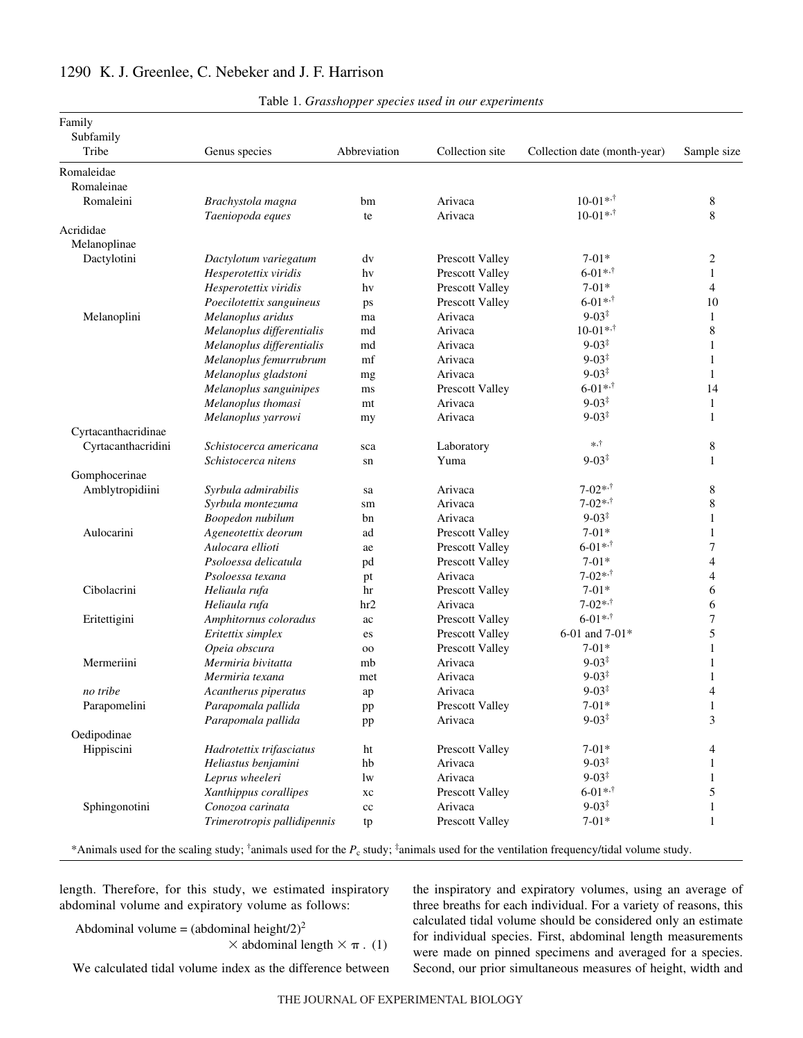Table 1. *Grasshopper species used in our experiments*

| Family<br>Subfamily<br>Tribe | Genus species | Abbreviation | Collection site | Collection date (month-year) | Sample size |
|---|---|---|---|---|---|
| Romaleidae | | | | | |
| Romaleinae | | | | | |
| Romaleini | *Brachystola magna* | bm | Arivaca | 10-01*,† | 8 |
| | *Taeniopoda eques* | te | Arivaca | 10-01*,† | 8 |
| Acrididae | | | | | |
| Melanoplinae | | | | | |
| Dactylotini | *Dactylotum variegatum* | dv | Prescott Valley | 7-01* | 2 |
| | *Hesperotettix viridis* | hv | Prescott Valley | 6-01*,† | 1 |
| | *Hesperotettix viridis* | hv | Prescott Valley | 7-01* | 4 |
| | *Poecilotettix sanguineus* | ps | Prescott Valley | 6-01*,† | 10 |
| Melanoplini | *Melanoplus aridus* | ma | Arivaca | 9-03‡ | 1 |
| | *Melanoplus differentialis* | md | Arivaca | 10-01*,† | 8 |
| | *Melanoplus differentialis* | md | Arivaca | 9-03‡ | 1 |
| | *Melanoplus femurrubrum* | mf | Arivaca | 9-03‡ | 1 |
| | *Melanoplus gladstoni* | mg | Arivaca | 9-03‡ | 1 |
| | *Melanoplus sanguinipes* | ms | Prescott Valley | 6-01*,† | 14 |
| | *Melanoplus thomasi* | mt | Arivaca | 9-03‡ | 1 |
| | *Melanoplus yarrowi* | my | Arivaca | 9-03‡ | 1 |
| Cyrtacanthacridinae | | | | | |
| Cyrtacanthacridini | *Schistocerca americana* | sca | Laboratory | *,† | 8 |
| | *Schistocerca nitens* | sn | Yuma | 9-03‡ | 1 |
| Gomphocerinae | | | | | |
| Amblytropidiini | *Syrbula admirabilis* | sa | Arivaca | 7-02*,† | 8 |
| | *Syrbula montezuma* | sm | Arivaca | 7-02*,† | 8 |
| | *Boopedon nubilum* | bn | Arivaca | 9-03‡ | 1 |
| Aulocarini | *Ageneotettix deorum* | ad | Prescott Valley | 7-01* | 1 |
| | *Aulocara ellioti* | ae | Prescott Valley | 6-01*,† | 7 |
| | *Psoloessa delicatula* | pd | Prescott Valley | 7-01* | 4 |
| | *Psoloessa texana* | pt | Arivaca | 7-02*,† | 4 |
| Cibolacrini | *Heliaula rufa* | hr | Prescott Valley | 7-01* | 6 |
| | *Heliaula rufa* | hr2 | Arivaca | 7-02*,† | 6 |
| Eritettigini | *Amphitornus coloradus* | ac | Prescott Valley | 6-01*,† | 7 |
| | *Eritettix simplex* | es | Prescott Valley | 6-01 and 7-01* | 5 |
| | *Opeia obscura* | oo | Prescott Valley | 7-01* | 1 |
| Mermeriini | *Mermiria bivitatta* | mb | Arivaca | 9-03‡ | 1 |
| | *Mermiria texana* | met | Arivaca | 9-03‡ | 1 |
| *no tribe* | *Acantherus piperatus* | ap | Arivaca | 9-03‡ | 4 |
| Parapomelini | *Parapomala pallida* | pp | Prescott Valley | 7-01* | 1 |
| | *Parapomala pallida* | pp | Arivaca | 9-03‡ | 3 |
| Oedipodinae | | | | | |
| Hippiscini | *Hadrotettix trifasciatus* | ht | Prescott Valley | 7-01* | 4 |
| | *Heliastus benjamini* | hb | Arivaca | 9-03‡ | 1 |
| | *Leprus wheeleri* | lw | Arivaca | 9-03‡ | 1 |
| | *Xanthippus corallipes* | xc | Prescott Valley | 6-01*,† | 5 |
| Sphingonotini | *Conozoa carinata* | cc | Arivaca | 9-03‡ | 1 |
| | *Trimerotropis pallidipennis* | tp | Prescott Valley | 7-01* | 1 |

*Animals used for the scaling study; †animals used for the $P_c$ study; ‡animals used for the ventilation frequency/tidal volume study.

length. Therefore, for this study, we estimated inspiratory abdominal volume and expiratory volume as follows:

$$\text{Abdominal volume} = (\text{abdominal height}/2)^2 \times \text{abdominal length} \times \pi\,. \quad (1)$$

We calculated tidal volume index as the difference between the inspiratory and expiratory volumes, using an average of three breaths for each individual. For a variety of reasons, this calculated tidal volume should be considered only an estimate for individual species. First, abdominal length measurements were made on pinned specimens and averaged for a species. Second, our prior simultaneous measures of height, width and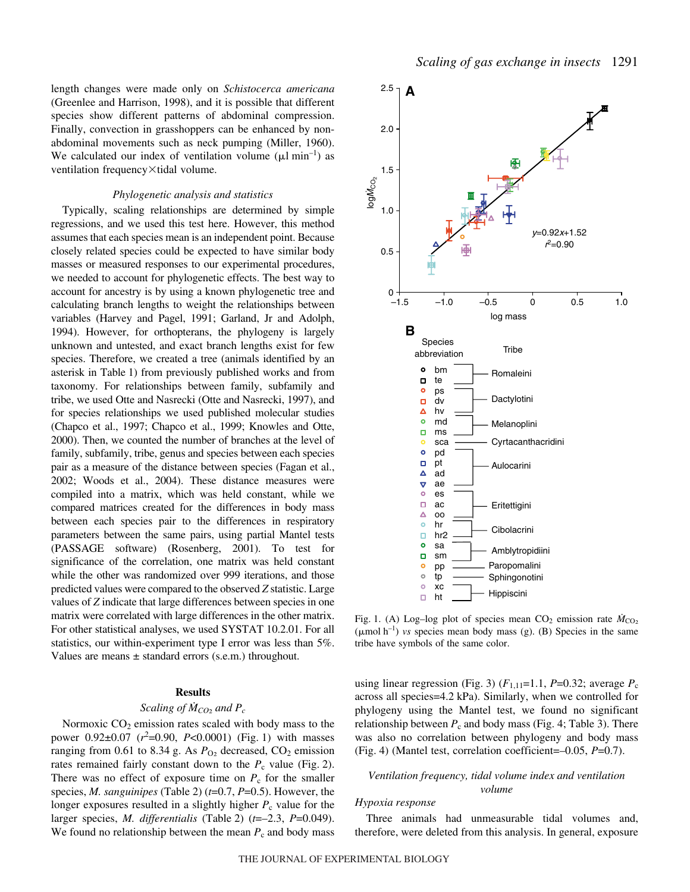length changes were made only on *Schistocerca americana* (Greenlee and Harrison, 1998), and it is possible that different species show different patterns of abdominal compression. Finally, convection in grasshoppers can be enhanced by non-abdominal movements such as neck pumping (Miller, 1960). We calculated our index of ventilation volume (μl $min^{-1}$) as ventilation frequency×tidal volume.

### Phylogenetic analysis and statistics

Typically, scaling relationships are determined by simple regressions, and we used this test here. However, this method assumes that each species mean is an independent point. Because closely related species could be expected to have similar body masses or measured responses to our experimental procedures, we needed to account for phylogenetic effects. The best way to account for ancestry is by using a known phylogenetic tree and calculating branch lengths to weight the relationships between variables (Harvey and Pagel, 1991; Garland, Jr and Adolph, 1994). However, for orthopterans, the phylogeny is largely unknown and untested, and exact branch lengths exist for few species. Therefore, we created a tree (animals identified by an asterisk in Table 1) from previously published works and from taxonomy. For relationships between family, subfamily and tribe, we used Otte and Nasrecki (Otte and Nasrecki, 1997), and for species relationships we used published molecular studies (Chapco et al., 1997; Chapco et al., 1999; Knowles and Otte, 2000). Then, we counted the number of branches at the level of family, subfamily, tribe, genus and species between each species pair as a measure of the distance between species (Fagan et al., 2002; Woods et al., 2004). These distance measures were compiled into a matrix, which was held constant, while we compared matrices created for the differences in body mass between each species pair to the differences in respiratory parameters between the same pairs, using partial Mantel tests (PASSAGE software) (Rosenberg, 2001). To test for significance of the correlation, one matrix was held constant while the other was randomized over 999 iterations, and those predicted values were compared to the observed *Z* statistic. Large values of *Z* indicate that large differences between species in one matrix were correlated with large differences in the other matrix. For other statistical analyses, we used SYSTAT 10.2.01. For all statistics, our within-experiment type I error was less than 5%. Values are means ± standard errors (s.e.m.) throughout.

## Results

### Scaling of $\dot{M}_{CO_2}$ and $P_c$

Normoxic $CO_2$ emission rates scaled with body mass to the power 0.92±0.07 ($r^2$=0.90, $P$<0.0001) (Fig. 1) with masses ranging from 0.61 to 8.34 g. As $P_{O_2}$ decreased, $CO_2$ emission rates remained fairly constant down to the $P_c$ value (Fig. 2). There was no effect of exposure time on $P_c$ for the smaller species, *M. sanguinipes* (Table 2) ($t$=0.7, $P$=0.5). However, the longer exposures resulted in a slightly higher $P_c$ value for the larger species, *M. differentialis* (Table 2) ($t$=–2.3, $P$=0.049). We found no relationship between the mean $P_c$ and body mass using linear regression (Fig. 3) ($F_{1,11}$=1.1, $P$=0.32; average $P_c$ across all species=4.2 kPa). Similarly, when we controlled for phylogeny using the Mantel test, we found no significant relationship between $P_c$ and body mass (Fig. 4; Table 3). There was also no correlation between phylogeny and body mass (Fig. 4) (Mantel test, correlation coefficient=–0.05, $P$=0.7).

Fig. 1. (A) Log–log plot of species mean $CO_2$ emission rate $\dot{M}_{CO_2}$ (μmol $h^{-1}$) *vs* species mean body mass (g). (B) Species in the same tribe have symbols of the same color.

### Ventilation frequency, tidal volume index and ventilation volume

#### Hypoxia response

Three animals had unmeasurable tidal volumes and, therefore, were deleted from this analysis. In general, exposure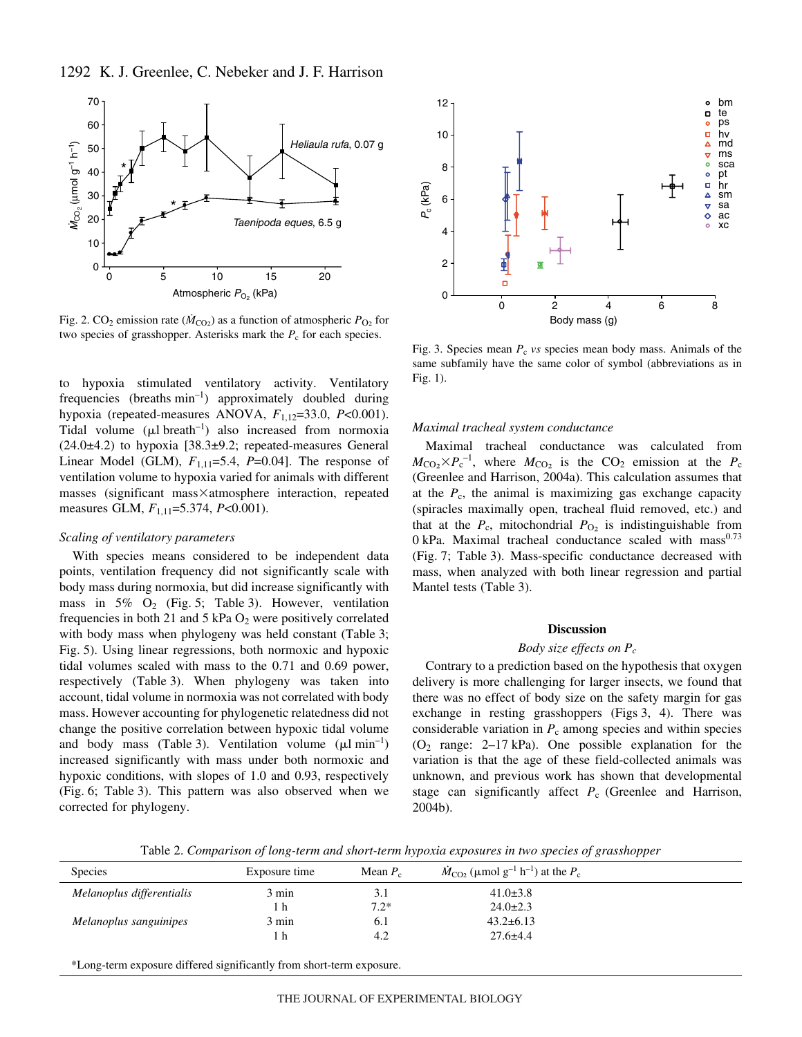Fig. 2. $CO_2$ emission rate ($\dot{M}_{CO_2}$) as a function of atmospheric $P_{O_2}$ for two species of grasshopper. Asterisks mark the $P_c$ for each species.

Fig. 3. Species mean $P_c$ *vs* species mean body mass. Animals of the same subfamily have the same color of symbol (abbreviations as in Fig. 1).

to hypoxia stimulated ventilatory activity. Ventilatory frequencies (breaths $min^{-1}$) approximately doubled during hypoxia (repeated-measures ANOVA, $F_{1,12}$=33.0, $P$<0.001). Tidal volume (μl $breath^{-1}$) also increased from normoxia (24.0±4.2) to hypoxia [38.3±9.2; repeated-measures General Linear Model (GLM), $F_{1,11}$=5.4, $P$=0.04]. The response of ventilation volume to hypoxia varied for animals with different masses (significant mass×atmosphere interaction, repeated measures GLM, $F_{1,11}$=5.374, $P$<0.001).

*Scaling of ventilatory parameters*

With species means considered to be independent data points, ventilation frequency did not significantly scale with body mass during normoxia, but did increase significantly with mass in 5% $O_2$ (Fig. 5; Table 3). However, ventilation frequencies in both 21 and 5 kPa $O_2$ were positively correlated with body mass when phylogeny was held constant (Table 3; Fig. 5). Using linear regressions, both normoxic and hypoxic tidal volumes scaled with mass to the 0.71 and 0.69 power, respectively (Table 3). When phylogeny was taken into account, tidal volume in normoxia was not correlated with body mass. However accounting for phylogenetic relatedness did not change the positive correlation between hypoxic tidal volume and body mass (Table 3). Ventilation volume (μl $min^{-1}$) increased significantly with mass under both normoxic and hypoxic conditions, with slopes of 1.0 and 0.93, respectively (Fig. 6; Table 3). This pattern was also observed when we corrected for phylogeny.

*Maximal tracheal system conductance*

Maximal tracheal conductance was calculated from $M_{CO_2}\times P_c^{-1}$, where $M_{CO_2}$ is the $CO_2$ emission at the $P_c$ (Greenlee and Harrison, 2004a). This calculation assumes that at the $P_c$, the animal is maximizing gas exchange capacity (spiracles maximally open, tracheal fluid removed, etc.) and that at the $P_c$, mitochondrial $P_{O_2}$ is indistinguishable from 0 kPa. Maximal tracheal conductance scaled with $mass^{0.73}$ (Fig. 7; Table 3). Mass-specific conductance decreased with mass, when analyzed with both linear regression and partial Mantel tests (Table 3).

## Discussion

*Body size effects on $P_c$*

Contrary to a prediction based on the hypothesis that oxygen delivery is more challenging for larger insects, we found that there was no effect of body size on the safety margin for gas exchange in resting grasshoppers (Figs 3, 4). There was considerable variation in $P_c$ among species and within species ($O_2$ range: 2–17 kPa). One possible explanation for the variation is that the age of these field-collected animals was unknown, and previous work has shown that developmental stage can significantly affect $P_c$ (Greenlee and Harrison, 2004b).

Table 2. *Comparison of long-term and short-term hypoxia exposures in two species of grasshopper*

| Species | Exposure time | Mean $P_c$ | $\dot{M}_{CO_2}$ (μmol $g^{-1}$ $h^{-1}$) at the $P_c$ |
|---|---|---|---|
| *Melanoplus differentialis* | 3 min | 3.1 | 41.0±3.8 |
| | 1 h | 7.2* | 24.0±2.3 |
| *Melanoplus sanguinipes* | 3 min | 6.1 | 43.2±6.13 |
| | 1 h | 4.2 | 27.6±4.4 |

*Long-term exposure differed significantly from short-term exposure.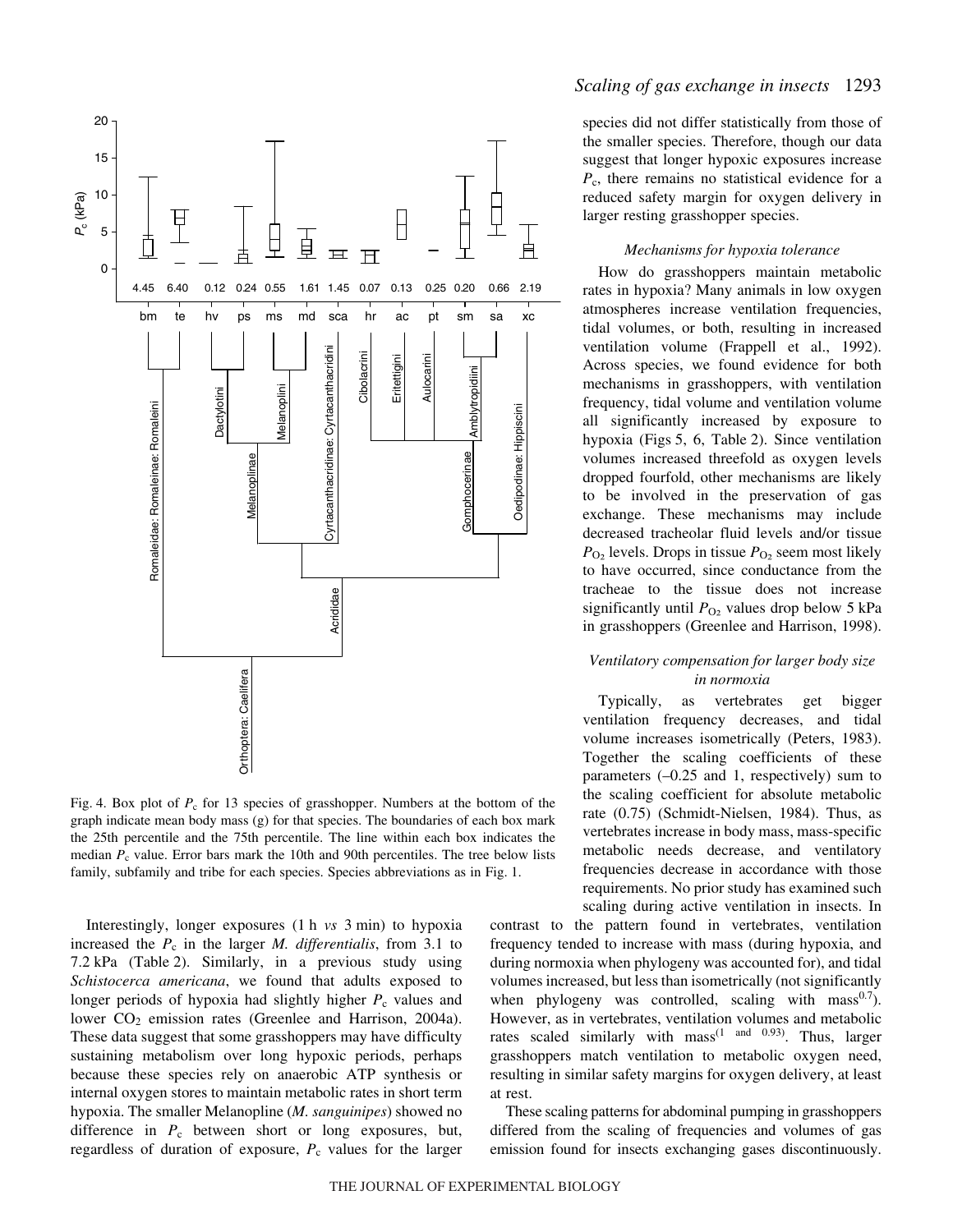Fig. 4. Box plot of $P_c$ for 13 species of grasshopper. Numbers at the bottom of the graph indicate mean body mass (g) for that species. The boundaries of each box mark the 25th percentile and the 75th percentile. The line within each box indicates the median $P_c$ value. Error bars mark the 10th and 90th percentiles. The tree below lists family, subfamily and tribe for each species. Species abbreviations as in Fig. 1.

Interestingly, longer exposures (1 h *vs* 3 min) to hypoxia increased the $P_c$ in the larger *M. differentialis*, from 3.1 to 7.2 kPa (Table 2). Similarly, in a previous study using *Schistocerca americana*, we found that adults exposed to longer periods of hypoxia had slightly higher $P_c$ values and lower $CO_2$ emission rates (Greenlee and Harrison, 2004a). These data suggest that some grasshoppers may have difficulty sustaining metabolism over long hypoxic periods, perhaps because these species rely on anaerobic ATP synthesis or internal oxygen stores to maintain metabolic rates in short term hypoxia. The smaller Melanopline (*M. sanguinipes*) showed no difference in $P_c$ between short or long exposures, but, regardless of duration of exposure, $P_c$ values for the larger species did not differ statistically from those of the smaller species. Therefore, though our data suggest that longer hypoxic exposures increase $P_c$, there remains no statistical evidence for a reduced safety margin for oxygen delivery in larger resting grasshopper species.

### *Mechanisms for hypoxia tolerance*

How do grasshoppers maintain metabolic rates in hypoxia? Many animals in low oxygen atmospheres increase ventilation frequencies, tidal volumes, or both, resulting in increased ventilation volume (Frappell et al., 1992). Across species, we found evidence for both mechanisms in grasshoppers, with ventilation frequency, tidal volume and ventilation volume all significantly increased by exposure to hypoxia (Figs 5, 6, Table 2). Since ventilation volumes increased threefold as oxygen levels dropped fourfold, other mechanisms are likely to be involved in the preservation of gas exchange. These mechanisms may include decreased tracheolar fluid levels and/or tissue $P_{O_2}$ levels. Drops in tissue $P_{O_2}$ seem most likely to have occurred, since conductance from the tracheae to the tissue does not increase significantly until $P_{O_2}$ values drop below 5 kPa in grasshoppers (Greenlee and Harrison, 1998).

### *Ventilatory compensation for larger body size in normoxia*

Typically, as vertebrates get bigger ventilation frequency decreases, and tidal volume increases isometrically (Peters, 1983). Together the scaling coefficients of these parameters (–0.25 and 1, respectively) sum to the scaling coefficient for absolute metabolic rate (0.75) (Schmidt-Nielsen, 1984). Thus, as vertebrates increase in body mass, mass-specific metabolic needs decrease, and ventilatory frequencies decrease in accordance with those requirements. No prior study has examined such scaling during active ventilation in insects. In contrast to the pattern found in vertebrates, ventilation frequency tended to increase with mass (during hypoxia, and during normoxia when phylogeny was accounted for), and tidal volumes increased, but less than isometrically (not significantly when phylogeny was controlled, scaling with $\text{mass}^{0.7}$). However, as in vertebrates, ventilation volumes and metabolic rates scaled similarly with $\text{mass}^{(1 \text{ and } 0.93)}$. Thus, larger grasshoppers match ventilation to metabolic oxygen need, resulting in similar safety margins for oxygen delivery, at least at rest.

These scaling patterns for abdominal pumping in grasshoppers differed from the scaling of frequencies and volumes of gas emission found for insects exchanging gases discontinuously.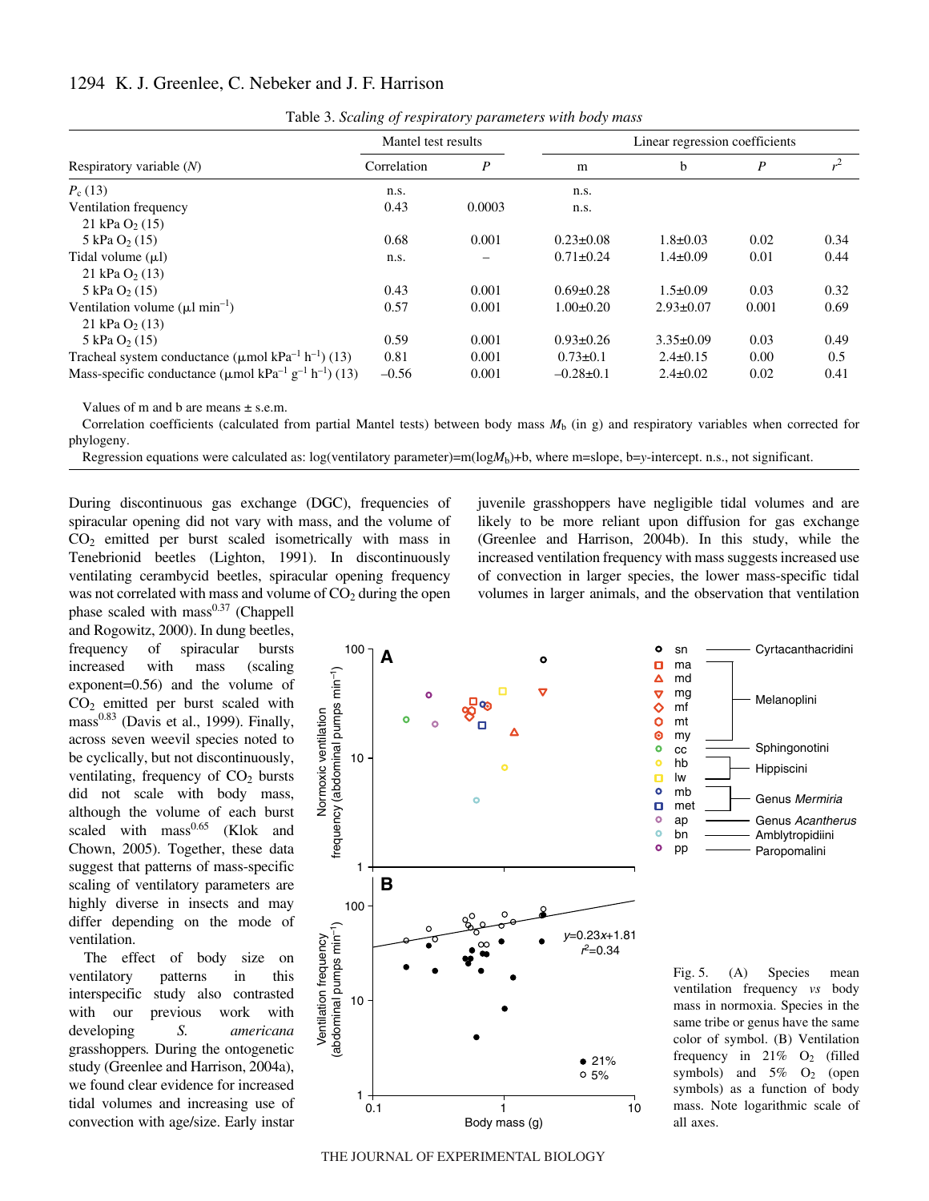Table 3. *Scaling of respiratory parameters with body mass*

| Respiratory variable (*N*) | Mantel test results | | Linear regression coefficients | | | |
|---|---|---|---|---|---|---|
| | Correlation | *P* | m | b | *P* | $r^2$ |
| $P_c$ (13) | n.s. | | n.s. | | | |
| Ventilation frequency | 0.43 | 0.0003 | n.s. | | | |
| 21 kPa $O_2$ (15) | | | | | | |
| 5 kPa $O_2$ (15) | 0.68 | 0.001 | 0.23±0.08 | 1.8±0.03 | 0.02 | 0.34 |
| Tidal volume (μl) | n.s. | – | 0.71±0.24 | 1.4±0.09 | 0.01 | 0.44 |
| 21 kPa $O_2$ (13) | | | | | | |
| 5 kPa $O_2$ (15) | 0.43 | 0.001 | 0.69±0.28 | 1.5±0.09 | 0.03 | 0.32 |
| Ventilation volume (μl $min^{-1}$) | 0.57 | 0.001 | 1.00±0.20 | 2.93±0.07 | 0.001 | 0.69 |
| 21 kPa $O_2$ (13) | | | | | | |
| 5 kPa $O_2$ (15) | 0.59 | 0.001 | 0.93±0.26 | 3.35±0.09 | 0.03 | 0.49 |
| Tracheal system conductance (μmol $kPa^{-1}$ $h^{-1}$) (13) | 0.81 | 0.001 | 0.73±0.1 | 2.4±0.15 | 0.00 | 0.5 |
| Mass-specific conductance (μmol $kPa^{-1}$ $g^{-1}$ $h^{-1}$) (13) | –0.56 | 0.001 | –0.28±0.1 | 2.4±0.02 | 0.02 | 0.41 |

Values of m and b are means ± s.e.m.

Correlation coefficients (calculated from partial Mantel tests) between body mass $M_b$ (in g) and respiratory variables when corrected for phylogeny.

Regression equations were calculated as: log(ventilatory parameter)=m(log$M_b$)+b, where m=slope, b=*y*-intercept. n.s., not significant.

During discontinuous gas exchange (DGC), frequencies of spiracular opening did not vary with mass, and the volume of $CO_2$ emitted per burst scaled isometrically with mass in Tenebrionid beetles (Lighton, 1991). In discontinuously ventilating cerambycid beetles, spiracular opening frequency was not correlated with mass and volume of $CO_2$ during the open phase scaled with mass$^{0.37}$ (Chappell and Rogowitz, 2000). In dung beetles, frequency of spiracular bursts increased with mass (scaling exponent=0.56) and the volume of $CO_2$ emitted per burst scaled with mass$^{0.83}$ (Davis et al., 1999). Finally, across seven weevil species noted to be cyclically, but not discontinuously, ventilating, frequency of $CO_2$ bursts did not scale with body mass, although the volume of each burst scaled with mass$^{0.65}$ (Klok and Chown, 2005). Together, these data suggest that patterns of mass-specific scaling of ventilatory parameters are highly diverse in insects and may differ depending on the mode of ventilation.

The effect of body size on ventilatory patterns in this interspecific study also contrasted with our previous work with developing *S. americana* grasshoppers. During the ontogenetic study (Greenlee and Harrison, 2004a), we found clear evidence for increased tidal volumes and increasing use of convection with age/size. Early instar juvenile grasshoppers have negligible tidal volumes and are likely to be more reliant upon diffusion for gas exchange (Greenlee and Harrison, 2004b). In this study, while the increased ventilation frequency with mass suggests increased use of convection in larger species, the lower mass-specific tidal volumes in larger animals, and the observation that ventilation

Fig. 5. (A) Species mean ventilation frequency *vs* body mass in normoxia. Species in the same tribe or genus have the same color of symbol. (B) Ventilation frequency in 21% $O_2$ (filled symbols) and 5% $O_2$ (open symbols) as a function of body mass. Note logarithmic scale of all axes.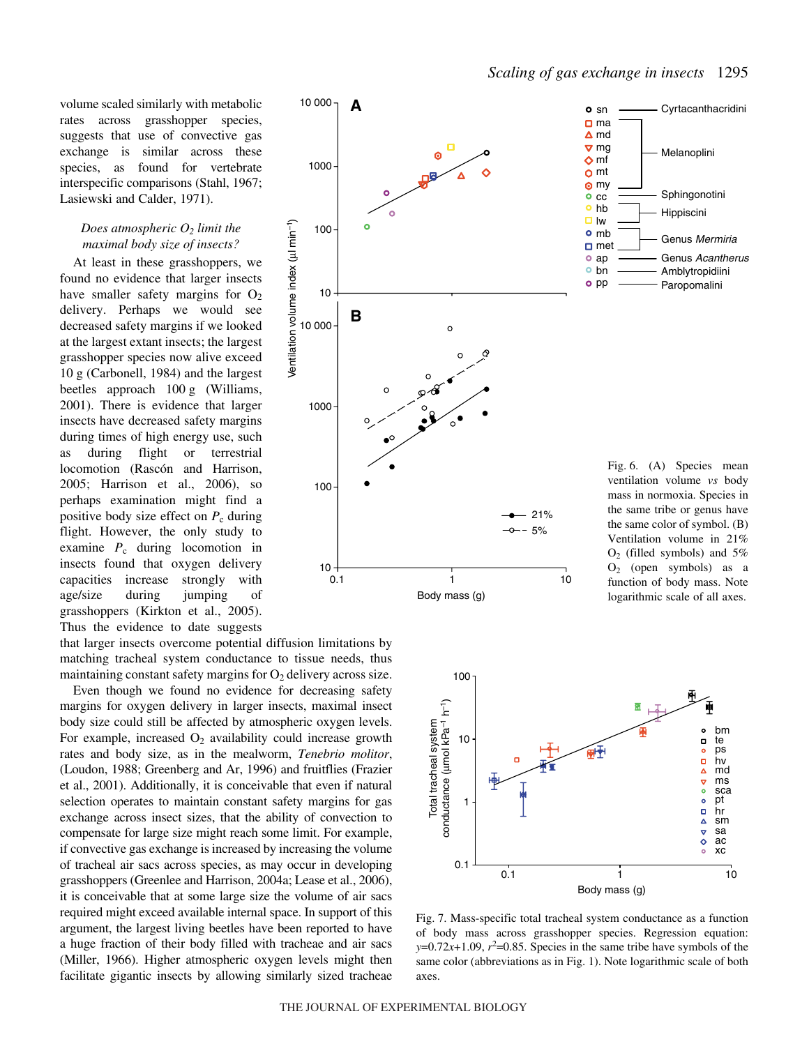volume scaled similarly with metabolic rates across grasshopper species, suggests that use of convective gas exchange is similar across these species, as found for vertebrate interspecific comparisons (Stahl, 1967; Lasiewski and Calder, 1971).

### *Does atmospheric $O_2$ limit the maximal body size of insects?*

At least in these grasshoppers, we found no evidence that larger insects have smaller safety margins for $O_2$ delivery. Perhaps we would see decreased safety margins if we looked at the largest extant insects; the largest grasshopper species now alive exceed 10 g (Carbonell, 1984) and the largest beetles approach 100 g (Williams, 2001). There is evidence that larger insects have decreased safety margins during times of high energy use, such as during flight or terrestrial locomotion (Rascón and Harrison, 2005; Harrison et al., 2006), so perhaps examination might find a positive body size effect on $P_c$ during flight. However, the only study to examine $P_c$ during locomotion in insects found that oxygen delivery capacities increase strongly with age/size during jumping of grasshoppers (Kirkton et al., 2005). Thus the evidence to date suggests that larger insects overcome potential diffusion limitations by matching tracheal system conductance to tissue needs, thus maintaining constant safety margins for $O_2$ delivery across size.

Even though we found no evidence for decreasing safety margins for oxygen delivery in larger insects, maximal insect body size could still be affected by atmospheric oxygen levels. For example, increased $O_2$ availability could increase growth rates and body size, as in the mealworm, *Tenebrio molitor*, (Loudon, 1988; Greenberg and Ar, 1996) and fruitflies (Frazier et al., 2001). Additionally, it is conceivable that even if natural selection operates to maintain constant safety margins for gas exchange across insect sizes, that the ability of convection to compensate for large size might reach some limit. For example, if convective gas exchange is increased by increasing the volume of tracheal air sacs across species, as may occur in developing grasshoppers (Greenlee and Harrison, 2004a; Lease et al., 2006), it is conceivable that at some large size the volume of air sacs required might exceed available internal space. In support of this argument, the largest living beetles have been reported to have a huge fraction of their body filled with tracheae and air sacs (Miller, 1966). Higher atmospheric oxygen levels might then facilitate gigantic insects by allowing similarly sized tracheae

Fig. 6. (A) Species mean ventilation volume *vs* body mass in normoxia. Species in the same tribe or genus have the same color of symbol. (B) Ventilation volume in 21% $O_2$ (filled symbols) and 5% $O_2$ (open symbols) as a function of body mass. Note logarithmic scale of all axes.

Fig. 7. Mass-specific total tracheal system conductance as a function of body mass across grasshopper species. Regression equation: $y=0.72x+1.09$, $r^2=0.85$. Species in the same tribe have symbols of the same color (abbreviations as in Fig. 1). Note logarithmic scale of both axes.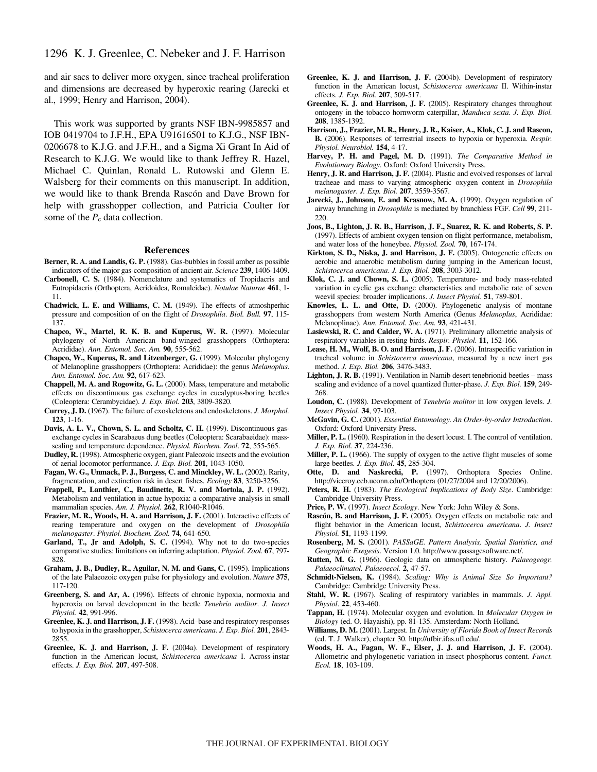and air sacs to deliver more oxygen, since tracheal proliferation and dimensions are decreased by hyperoxic rearing (Jarecki et al., 1999; Henry and Harrison, 2004).

This work was supported by grants NSF IBN-9985857 and IOB 0419704 to J.F.H., EPA U91616501 to K.J.G., NSF IBN-0206678 to K.J.G. and J.F.H., and a Sigma Xi Grant In Aid of Research to K.J.G. We would like to thank Jeffrey R. Hazel, Michael C. Quinlan, Ronald L. Rutowski and Glenn E. Walsberg for their comments on this manuscript. In addition, we would like to thank Brenda Rascón and Dave Brown for help with grasshopper collection, and Patricia Coulter for some of the $P_c$ data collection.

## References

**Berner, R. A. and Landis, G. P.** (1988). Gas-bubbles in fossil amber as possible indicators of the major gas-composition of ancient air. *Science* **239**, 1406-1409.

**Carbonell, C. S.** (1984). Nomenclature and systematics of Tropidacris and Eutropidacris (Orthoptera, Acridoidea, Romaleidae). *Notulae Naturae* **461**, 1-11.

**Chadwick, L. E. and Williams, C. M.** (1949). The effects of atmoshperhic pressure and composition of on the flight of *Drosophila*. *Biol. Bull.* **97**, 115-137.

**Chapco, W., Martel, R. K. B. and Kuperus, W. R.** (1997). Molecular phylogeny of North American band-winged grasshoppers (Orthoptera: Acrididae). *Ann. Entomol. Soc. Am.* **90**, 555-562.

**Chapco, W., Kuperus, R. and Litzenberger, G.** (1999). Molecular phylogeny of Melanopline grasshoppers (Orthoptera: Acrididae): the genus *Melanoplus*. *Ann. Entomol. Soc. Am.* **92**, 617-623.

**Chappell, M. A. and Rogowitz, G. L.** (2000). Mass, temperature and metabolic effects on discontinuous gas exchange cycles in eucalyptus-boring beetles (Coleoptera: Cerambycidae). *J. Exp. Biol.* **203**, 3809-3820.

**Currey, J. D.** (1967). The failure of exoskeletons and endoskeletons. *J. Morphol.* **123**, 1-16.

**Davis, A. L. V., Chown, S. L. and Scholtz, C. H.** (1999). Discontinuous gas-exchange cycles in Scarabaeus dung beetles (Coleoptera: Scarabaeidae): mass-scaling and temperature dependence. *Physiol. Biochem. Zool*. **72**, 555-565.

**Dudley, R.** (1998). Atmospheric oxygen, giant Paleozoic insects and the evolution of aerial locomotor performance. *J. Exp. Biol.* **201**, 1043-1050.

**Fagan, W. G., Unmack, P. J., Burgess, C. and Minckley, W. L.** (2002). Rarity, fragmentation, and extinction risk in desert fishes. *Ecology* **83**, 3250-3256.

**Frappell, P., Lanthier, C., Baudinette, R. V. and Mortola, J. P.** (1992). Metabolism and ventilation in actue hypoxia: a comparative analysis in small mammalian species. *Am. J. Physiol.* **262**, R1040-R1046.

**Frazier, M. R., Woods, H. A. and Harrison, J. F.** (2001). Interactive effects of rearing temperature and oxygen on the development of *Drosophila melanogaster*. *Physiol. Biochem. Zool.* **74**, 641-650.

**Garland, T., Jr and Adolph, S. C.** (1994). Why not to do two-species comparative studies: limitations on inferring adaptation. *Physiol. Zool.* **67**, 797-828.

**Graham, J. B., Dudley, R., Aguilar, N. M. and Gans, C.** (1995). Implications of the late Palaeozoic oxygen pulse for physiology and evolution. *Nature* **375**, 117-120.

**Greenberg, S. and Ar, A.** (1996). Effects of chronic hypoxia, normoxia and hyperoxia on larval development in the beetle *Tenebrio molitor*. *J. Insect Physiol.* **42**, 991-996.

**Greenlee, K. J. and Harrison, J. F.** (1998). Acid–base and respiratory responses to hypoxia in the grasshopper, *Schistocerca americana*. *J. Exp. Biol.* **201**, 2843-2855.

**Greenlee, K. J. and Harrison, J. F.** (2004a). Development of respiratory function in the American locust, *Schistocerca americana* I. Across-instar effects. *J. Exp. Biol.* **207**, 497-508.

**Greenlee, K. J. and Harrison, J. F.** (2004b). Development of respiratory function in the American locust, *Schistocerca americana* II. Within-instar effects. *J. Exp. Biol.* **207**, 509-517.

**Greenlee, K. J. and Harrison, J. F.** (2005). Respiratory changes throughout ontogeny in the tobacco hornworm caterpillar, *Manduca sexta*. *J. Exp. Biol.* **208**, 1385-1392.

**Harrison, J., Frazier, M. R., Henry, J. R., Kaiser, A., Klok, C. J. and Rascon, B.** (2006). Responses of terrestrial insects to hypoxia or hyperoxia. *Respir. Physiol. Neurobiol.* **154**, 4-17.

**Harvey, P. H. and Pagel, M. D.** (1991). *The Comparative Method in Evolutionary Biology*. Oxford: Oxford University Press.

**Henry, J. R. and Harrison, J. F.** (2004). Plastic and evolved responses of larval tracheae and mass to varying atmospheric oxygen content in *Drosophila melanogaster*. *J. Exp. Biol.* **207**, 3559-3567.

**Jarecki, J., Johnson, E. and Krasnow, M. A.** (1999). Oxygen regulation of airway branching in *Drosophila* is mediated by branchless FGF. *Cell* **99**, 211-220.

**Joos, B., Lighton, J. R. B., Harrison, J. F., Suarez, R. K. and Roberts, S. P.** (1997). Effects of ambient oxygen tension on flight performance, metabolism, and water loss of the honeybee. *Physiol. Zool.* **70**, 167-174.

**Kirkton, S. D., Niska, J. and Harrison, J. F.** (2005). Ontogenetic effects on aerobic and anaerobic metabolism during jumping in the American locust, *Schistocerca americana*. *J. Exp. Biol.* **208**, 3003-3012.

**Klok, C. J. and Chown, S. L.** (2005). Temperature- and body mass-related variation in cyclic gas exchange characteristics and metabolic rate of seven weevil species: broader implications. *J. Insect Physiol.* **51**, 789-801.

**Knowles, L. L. and Otte, D.** (2000). Phylogenetic analysis of montane grasshoppers from western North America (Genus *Melanoplus*, Acrididae: Melanoplinae). *Ann. Entomol. Soc. Am.* **93**, 421-431.

**Lasiewski, R. C. and Calder, W. A.** (1971). Preliminary allometric analysis of respiratory variables in resting birds. *Respir. Physiol.* **11**, 152-166.

**Lease, H. M., Wolf, B. O. and Harrison, J. F.** (2006). Intraspecific variation in tracheal volume in *Schistocerca americana*, measured by a new inert gas method. *J. Exp. Biol.* **206**, 3476-3483.

**Lighton, J. R. B.** (1991). Ventilation in Namib desert tenebrionid beetles – mass scaling and evidence of a novel quantized flutter-phase. *J. Exp. Biol.* **159**, 249-268.

**Loudon, C.** (1988). Development of *Tenebrio molitor* in low oxygen levels. *J. Insect Physiol.* **34**, 97-103.

**McGavin, G. C.** (2001). *Essential Entomology. An Order-by-order Introduction*. Oxford: Oxford University Press.

**Miller, P. L.** (1960). Respiration in the desert locust. I. The control of ventilation. *J. Exp. Biol.* **37**, 224-236.

**Miller, P. L.** (1966). The supply of oxygen to the active flight muscles of some large beetles. *J. Exp. Biol.* **45**, 285-304.

**Otte, D. and Naskrecki, P.** (1997). Orthoptera Species Online. http://viceroy.eeb.uconn.edu/Orthoptera (01/27/2004 and 12/20/2006).

**Peters, R. H.** (1983). *The Ecological Implications of Body Size*. Cambridge: Cambridge University Press.

**Price, P. W.** (1997). *Insect Ecology*. New York: John Wiley & Sons.

**Rascón, B. and Harrison, J. F.** (2005). Oxygen effects on metabolic rate and flight behavior in the American locust, *Schistocerca americana*. *J. Insect Physiol.* **51**, 1193-1199.

**Rosenberg, M. S.** (2001). *PASSaGE. Pattern Analysis, Spatial Statistics, and Geographic Exegesis*. Version 1.0. http://www.passagesoftware.net/.

**Rutten, M. G.** (1966). Geologic data on atmospheric history. *Palaeogeogr. Palaeoclimatol. Palaeoecol.* **2**, 47-57.

**Schmidt-Nielsen, K.** (1984). *Scaling: Why is Animal Size So Important?* Cambridge: Cambridge University Press.

**Stahl, W. R.** (1967). Scaling of respiratory variables in mammals. *J. Appl. Physiol.* **22**, 453-460.

**Tappan, H.** (1974). Molecular oxygen and evolution. In *Molecular Oxygen in Biology* (ed. O. Hayaishi), pp. 81-135. Amsterdam: North Holland.

**Williams, D. M.** (2001). Largest. In *University of Florida Book of Insect Records* (ed. T. J. Walker), chapter 30. http://ufbir.ifas.ufl.edu/.

**Woods, H. A., Fagan, W. F., Elser, J. J. and Harrison, J. F.** (2004). Allometric and phylogenetic variation in insect phosphorus content. *Funct. Ecol.* **18**, 103-109.